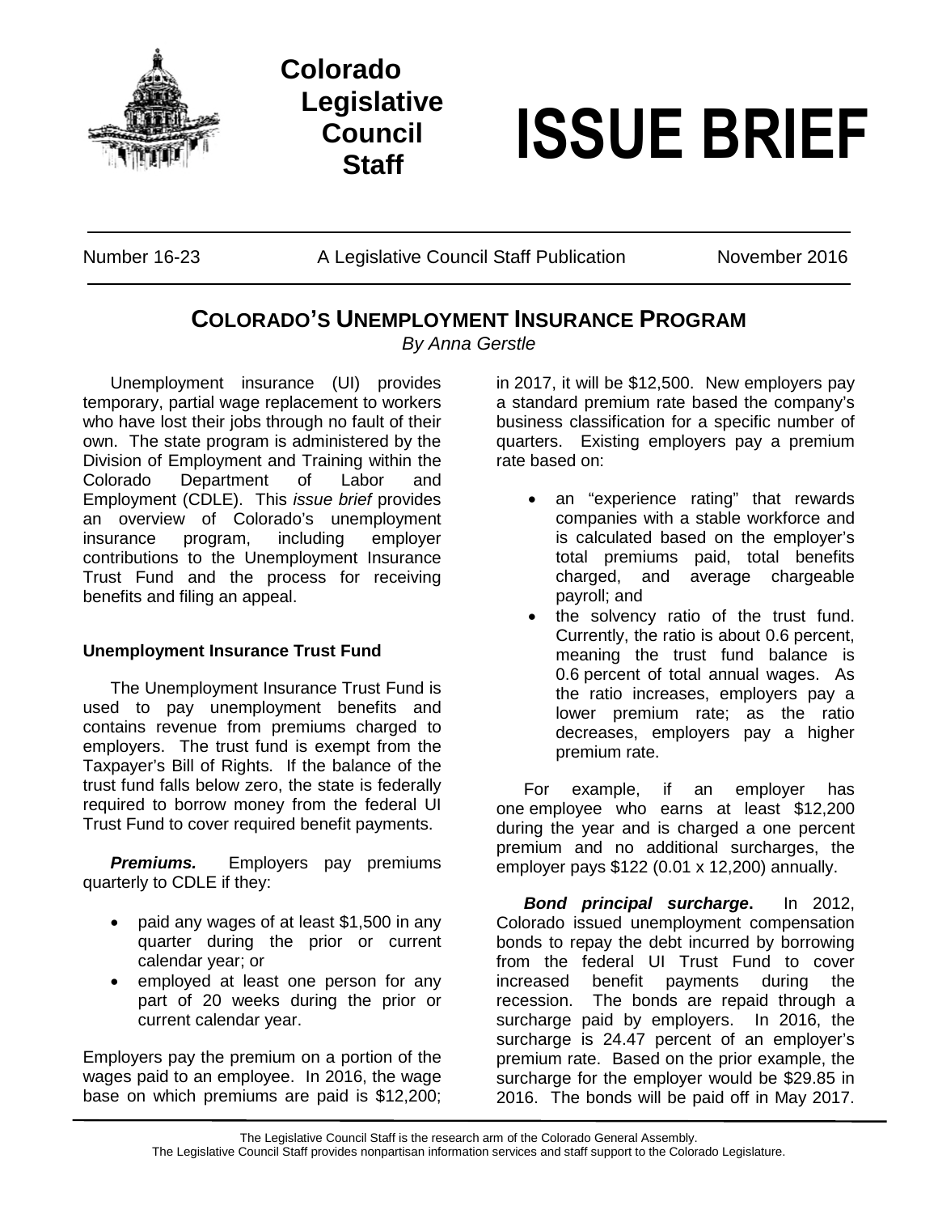Colorado Legislative Council Staff

# ISSUE BRIEF

Number 16-23 | A Legislative Council Staff Publication | November 2016

## COLORADO'S UNEMPLOYMENT INSURANCE PROGRAM

*By Anna Gerstle*

Unemployment insurance (UI) provides temporary, partial wage replacement to workers who have lost their jobs through no fault of their own. The state program is administered by the Division of Employment and Training within the Colorado Department of Labor and Employment (CDLE). This *issue brief* provides an overview of Colorado's unemployment insurance program, including employer contributions to the Unemployment Insurance Trust Fund and the process for receiving benefits and filing an appeal.

### Unemployment Insurance Trust Fund

The Unemployment Insurance Trust Fund is used to pay unemployment benefits and contains revenue from premiums charged to employers. The trust fund is exempt from the Taxpayer's Bill of Rights. If the balance of the trust fund falls below zero, the state is federally required to borrow money from the federal UI Trust Fund to cover required benefit payments.

***Premiums.*** Employers pay premiums quarterly to CDLE if they:

- paid any wages of at least $1,500 in any quarter during the prior or current calendar year; or
- employed at least one person for any part of 20 weeks during the prior or current calendar year.

Employers pay the premium on a portion of the wages paid to an employee. In 2016, the wage base on which premiums are paid is $12,200; in 2017, it will be $12,500. New employers pay a standard premium rate based the company's business classification for a specific number of quarters. Existing employers pay a premium rate based on:

- an "experience rating" that rewards companies with a stable workforce and is calculated based on the employer's total premiums paid, total benefits charged, and average chargeable payroll; and
- the solvency ratio of the trust fund. Currently, the ratio is about 0.6 percent, meaning the trust fund balance is 0.6 percent of total annual wages. As the ratio increases, employers pay a lower premium rate; as the ratio decreases, employers pay a higher premium rate.

For example, if an employer has one employee who earns at least $12,200 during the year and is charged a one percent premium and no additional surcharges, the employer pays $122 (0.01 x 12,200) annually.

***Bond principal surcharge*.** In 2012, Colorado issued unemployment compensation bonds to repay the debt incurred by borrowing from the federal UI Trust Fund to cover increased benefit payments during the recession. The bonds are repaid through a surcharge paid by employers. In 2016, the surcharge is 24.47 percent of an employer's premium rate. Based on the prior example, the surcharge for the employer would be $29.85 in 2016. The bonds will be paid off in May 2017.

The Legislative Council Staff is the research arm of the Colorado General Assembly.
The Legislative Council Staff provides nonpartisan information services and staff support to the Colorado Legislature.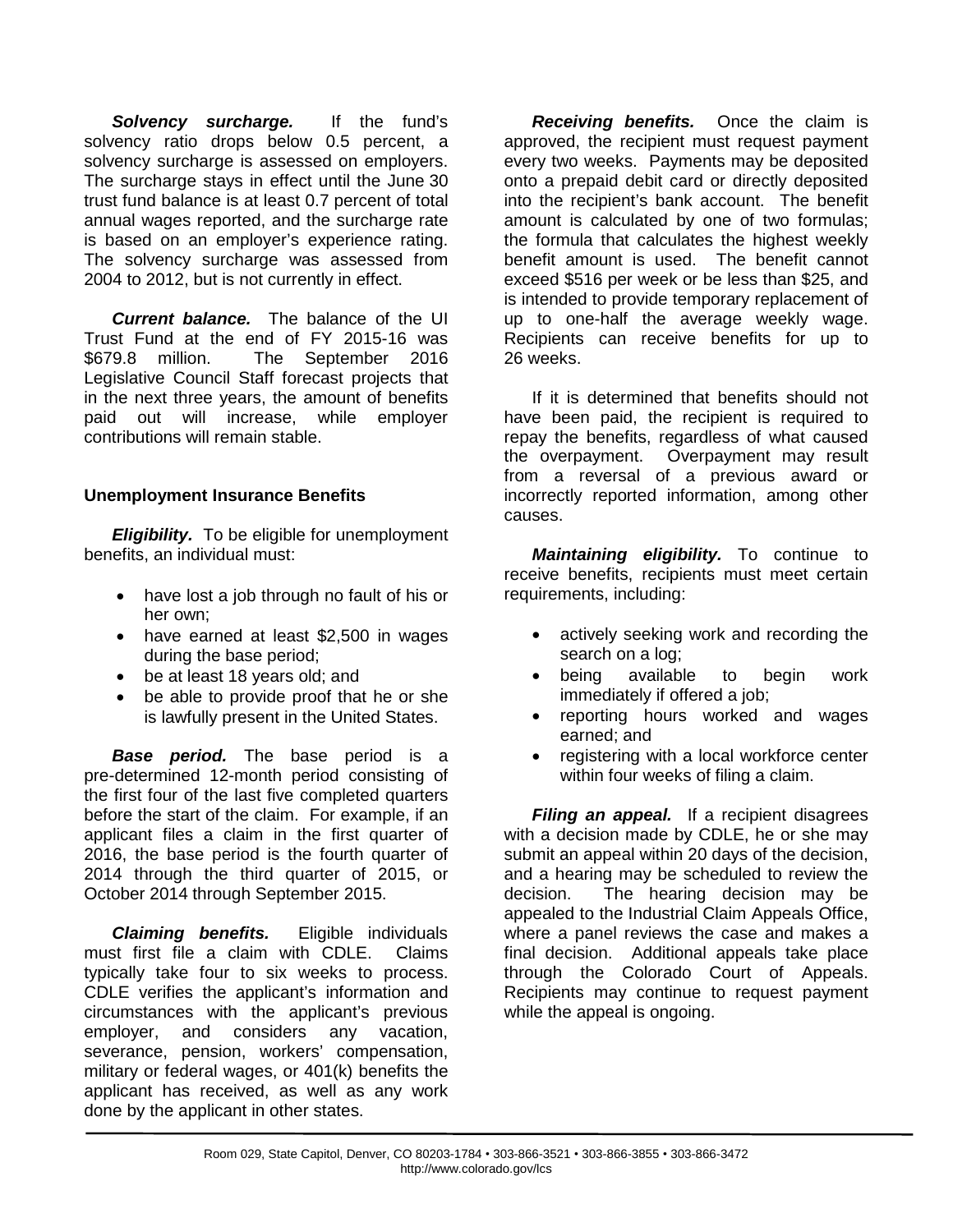***Solvency surcharge.*** If the fund's solvency ratio drops below 0.5 percent, a solvency surcharge is assessed on employers. The surcharge stays in effect until the June 30 trust fund balance is at least 0.7 percent of total annual wages reported, and the surcharge rate is based on an employer's experience rating. The solvency surcharge was assessed from 2004 to 2012, but is not currently in effect.

***Current balance.*** The balance of the UI Trust Fund at the end of FY 2015-16 was $679.8 million. The September 2016 Legislative Council Staff forecast projects that in the next three years, the amount of benefits paid out will increase, while employer contributions will remain stable.

## Unemployment Insurance Benefits

***Eligibility.*** To be eligible for unemployment benefits, an individual must:

- have lost a job through no fault of his or her own;
- have earned at least $2,500 in wages during the base period;
- be at least 18 years old; and
- be able to provide proof that he or she is lawfully present in the United States.

***Base period.*** The base period is a pre-determined 12-month period consisting of the first four of the last five completed quarters before the start of the claim. For example, if an applicant files a claim in the first quarter of 2016, the base period is the fourth quarter of 2014 through the third quarter of 2015, or October 2014 through September 2015.

***Claiming benefits.*** Eligible individuals must first file a claim with CDLE. Claims typically take four to six weeks to process. CDLE verifies the applicant's information and circumstances with the applicant's previous employer, and considers any vacation, severance, pension, workers' compensation, military or federal wages, or 401(k) benefits the applicant has received, as well as any work done by the applicant in other states.

***Receiving benefits.*** Once the claim is approved, the recipient must request payment every two weeks. Payments may be deposited onto a prepaid debit card or directly deposited into the recipient's bank account. The benefit amount is calculated by one of two formulas; the formula that calculates the highest weekly benefit amount is used. The benefit cannot exceed $516 per week or be less than $25, and is intended to provide temporary replacement of up to one-half the average weekly wage. Recipients can receive benefits for up to 26 weeks.

If it is determined that benefits should not have been paid, the recipient is required to repay the benefits, regardless of what caused the overpayment. Overpayment may result from a reversal of a previous award or incorrectly reported information, among other causes.

***Maintaining eligibility.*** To continue to receive benefits, recipients must meet certain requirements, including:

- actively seeking work and recording the search on a log;
- being available to begin work immediately if offered a job;
- reporting hours worked and wages earned; and
- registering with a local workforce center within four weeks of filing a claim.

***Filing an appeal.*** If a recipient disagrees with a decision made by CDLE, he or she may submit an appeal within 20 days of the decision, and a hearing may be scheduled to review the decision. The hearing decision may be appealed to the Industrial Claim Appeals Office, where a panel reviews the case and makes a final decision. Additional appeals take place through the Colorado Court of Appeals. Recipients may continue to request payment while the appeal is ongoing.

Room 029, State Capitol, Denver, CO 80203-1784 • 303-866-3521 • 303-866-3855 • 303-866-3472
http://www.colorado.gov/lcs